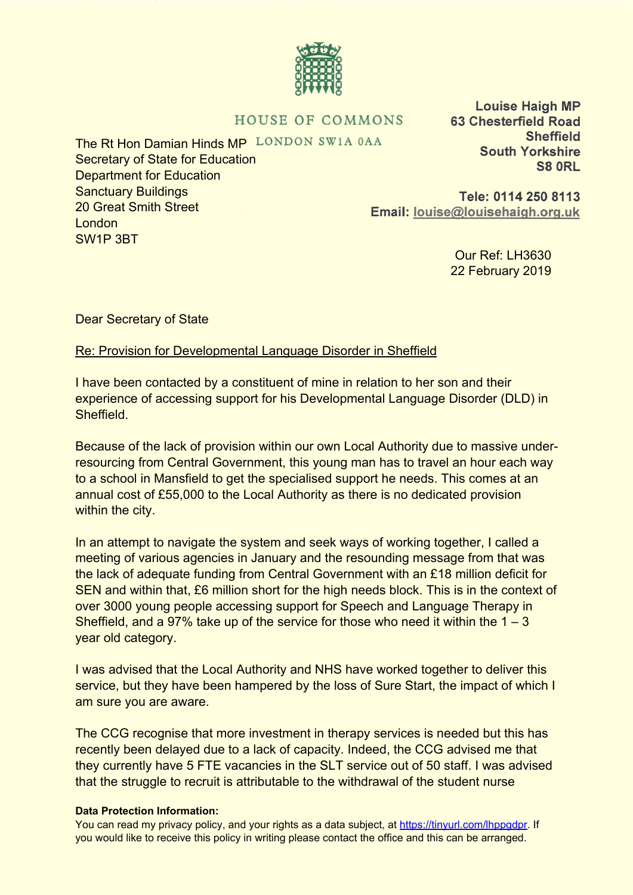HOUSE OF COMMONS
LONDON SW1A 0AA

**Louise Haigh MP**
**63 Chesterfield Road**
**Sheffield**
**South Yorkshire**
**S8 0RL**

**Tele: 0114 250 8113**
**Email:** louise@louisehaigh.org.uk

The Rt Hon Damian Hinds MP
Secretary of State for Education
Department for Education
Sanctuary Buildings
20 Great Smith Street
London
SW1P 3BT

Our Ref: LH3630
22 February 2019

Dear Secretary of State

Re: Provision for Developmental Language Disorder in Sheffield

I have been contacted by a constituent of mine in relation to her son and their experience of accessing support for his Developmental Language Disorder (DLD) in Sheffield.

Because of the lack of provision within our own Local Authority due to massive under-resourcing from Central Government, this young man has to travel an hour each way to a school in Mansfield to get the specialised support he needs. This comes at an annual cost of £55,000 to the Local Authority as there is no dedicated provision within the city.

In an attempt to navigate the system and seek ways of working together, I called a meeting of various agencies in January and the resounding message from that was the lack of adequate funding from Central Government with an £18 million deficit for SEN and within that, £6 million short for the high needs block. This is in the context of over 3000 young people accessing support for Speech and Language Therapy in Sheffield, and a 97% take up of the service for those who need it within the 1 – 3 year old category.

I was advised that the Local Authority and NHS have worked together to deliver this service, but they have been hampered by the loss of Sure Start, the impact of which I am sure you are aware.

The CCG recognise that more investment in therapy services is needed but this has recently been delayed due to a lack of capacity. Indeed, the CCG advised me that they currently have 5 FTE vacancies in the SLT service out of 50 staff. I was advised that the struggle to recruit is attributable to the withdrawal of the student nurse

**Data Protection Information:**
You can read my privacy policy, and your rights as a data subject, at https://tinyurl.com/lhppgdpr. If you would like to receive this policy in writing please contact the office and this can be arranged.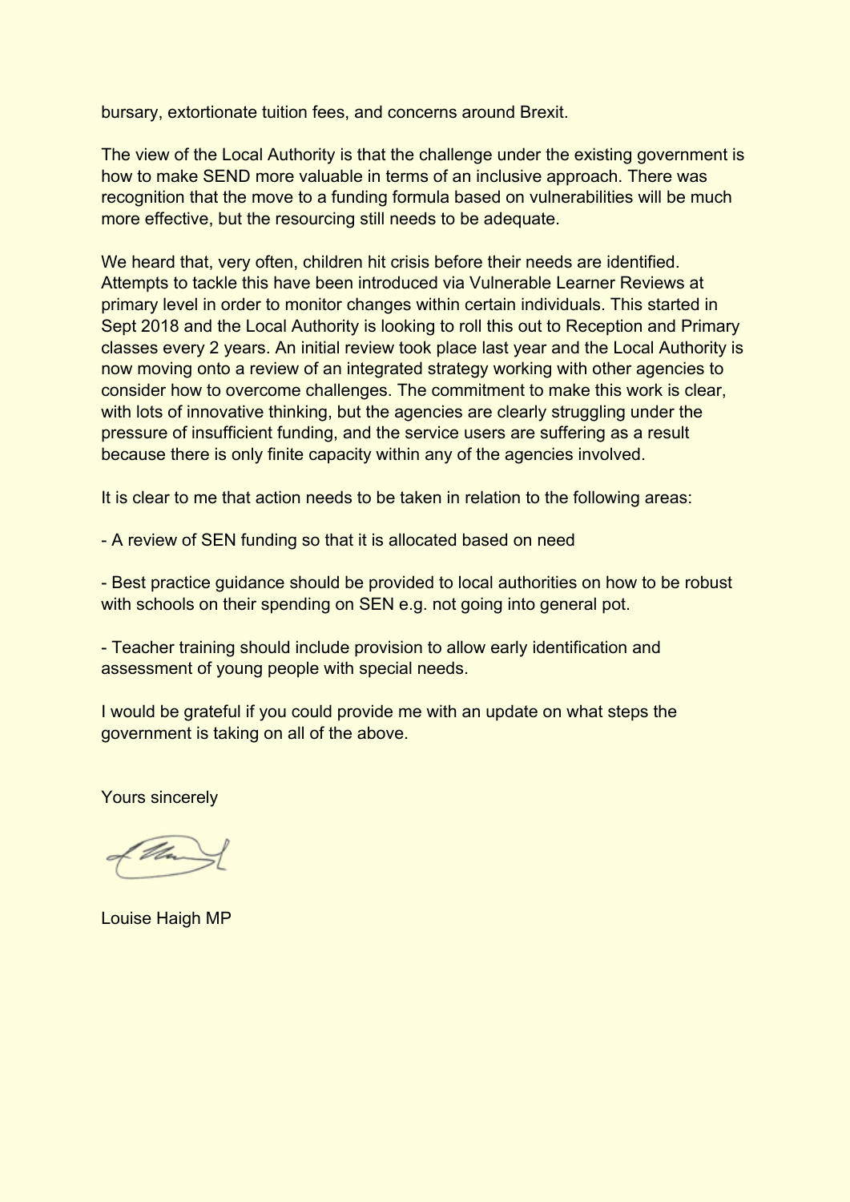bursary, extortionate tuition fees, and concerns around Brexit.

The view of the Local Authority is that the challenge under the existing government is how to make SEND more valuable in terms of an inclusive approach. There was recognition that the move to a funding formula based on vulnerabilities will be much more effective, but the resourcing still needs to be adequate.

We heard that, very often, children hit crisis before their needs are identified. Attempts to tackle this have been introduced via Vulnerable Learner Reviews at primary level in order to monitor changes within certain individuals. This started in Sept 2018 and the Local Authority is looking to roll this out to Reception and Primary classes every 2 years. An initial review took place last year and the Local Authority is now moving onto a review of an integrated strategy working with other agencies to consider how to overcome challenges. The commitment to make this work is clear, with lots of innovative thinking, but the agencies are clearly struggling under the pressure of insufficient funding, and the service users are suffering as a result because there is only finite capacity within any of the agencies involved.

It is clear to me that action needs to be taken in relation to the following areas:

- A review of SEN funding so that it is allocated based on need

- Best practice guidance should be provided to local authorities on how to be robust with schools on their spending on SEN e.g. not going into general pot.

- Teacher training should include provision to allow early identification and assessment of young people with special needs.

I would be grateful if you could provide me with an update on what steps the government is taking on all of the above.

Yours sincerely

Louise Haigh MP